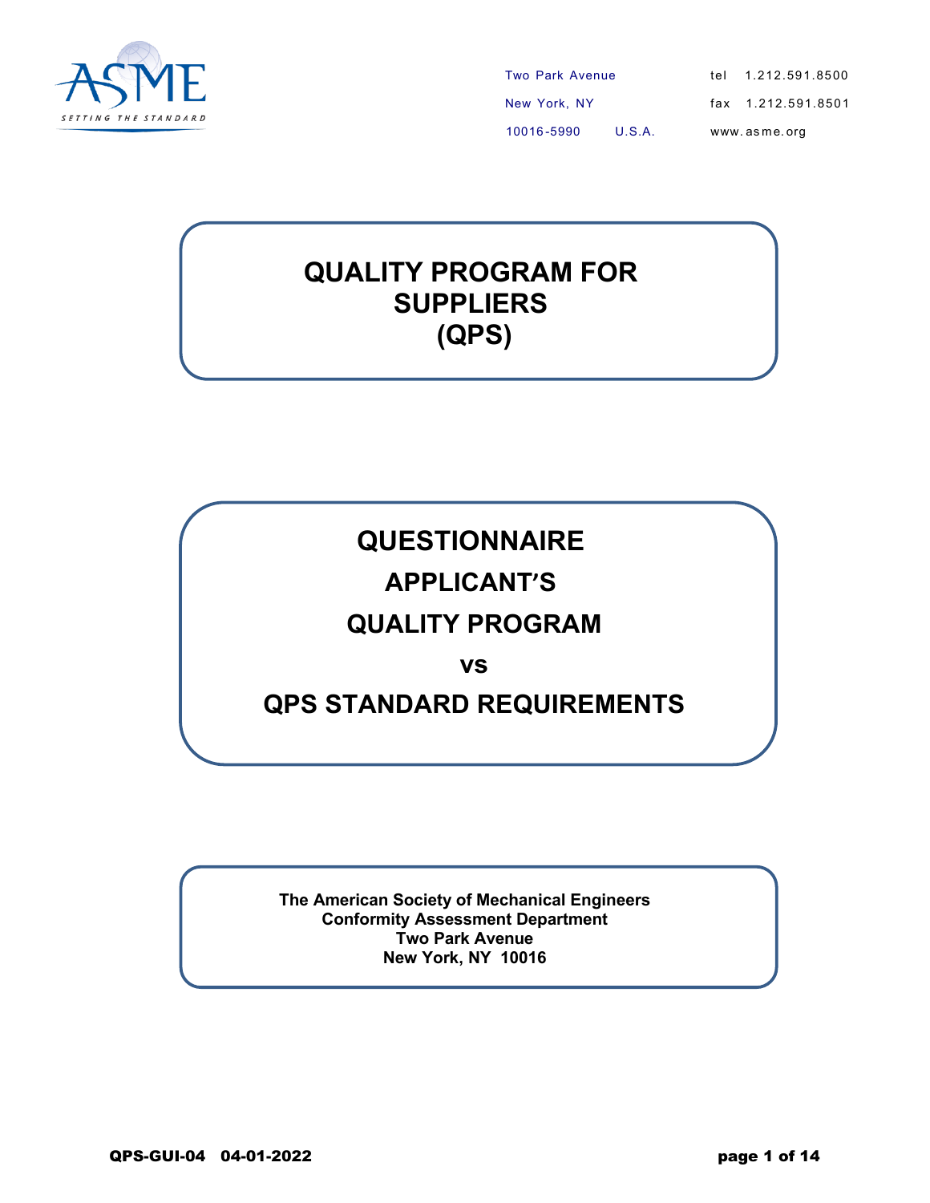ASME

SETTING THE STANDARD

Two Park Avenue
New York, NY
10016-5990 U.S.A.

tel 1.212.591.8500
fax 1.212.591.8501
www.asme.org

# QUALITY PROGRAM FOR SUPPLIERS (QPS)

# QUESTIONNAIRE

## APPLICANT'S

## QUALITY PROGRAM

## vs

## QPS STANDARD REQUIREMENTS

**The American Society of Mechanical Engineers**
**Conformity Assessment Department**
**Two Park Avenue**
**New York, NY 10016**

**QPS-GUI-04 04-01-2022**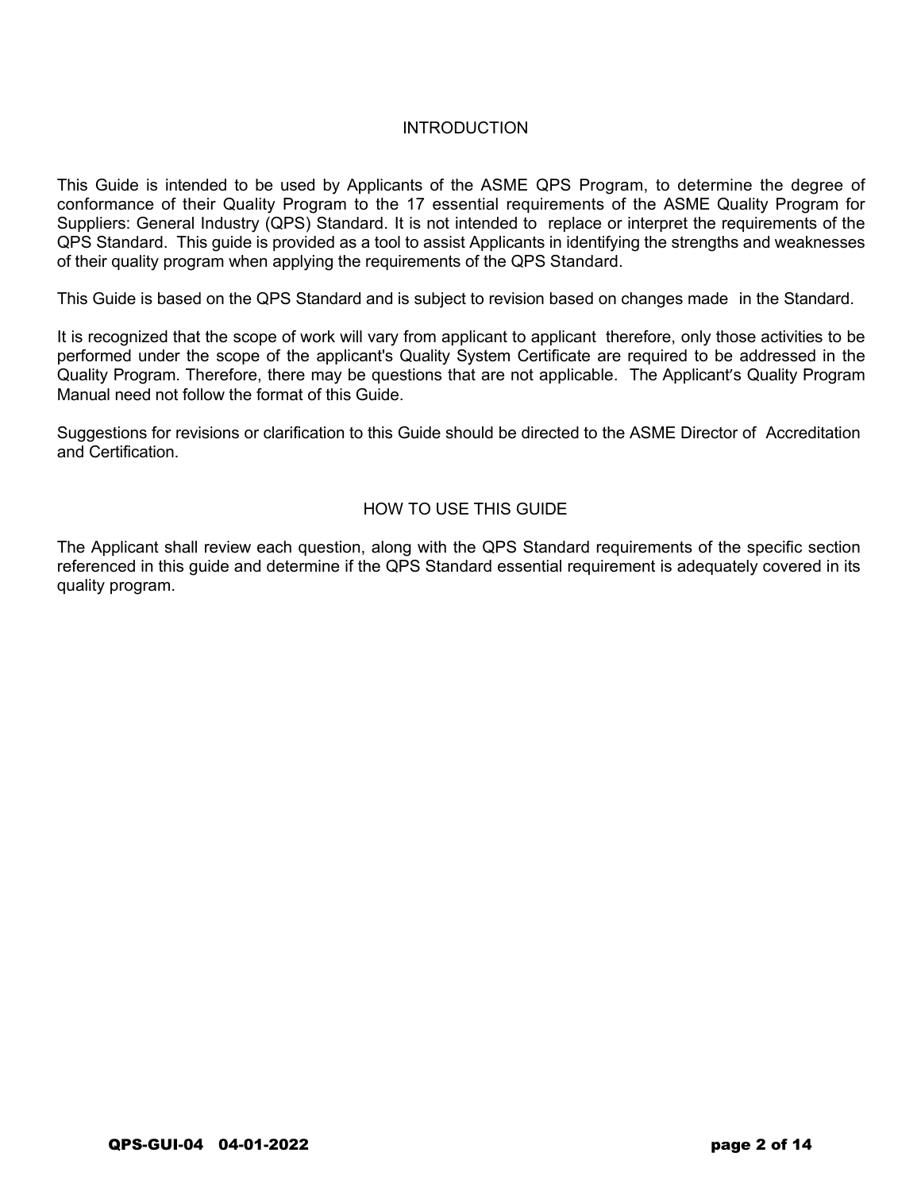## INTRODUCTION

This Guide is intended to be used by Applicants of the ASME QPS Program, to determine the degree of conformance of their Quality Program to the 17 essential requirements of the ASME Quality Program for Suppliers: General Industry (QPS) Standard. It is not intended to replace or interpret the requirements of the QPS Standard. This guide is provided as a tool to assist Applicants in identifying the strengths and weaknesses of their quality program when applying the requirements of the QPS Standard.

This Guide is based on the QPS Standard and is subject to revision based on changes made in the Standard.

It is recognized that the scope of work will vary from applicant to applicant therefore, only those activities to be performed under the scope of the applicant's Quality System Certificate are required to be addressed in the Quality Program. Therefore, there may be questions that are not applicable. The Applicant's Quality Program Manual need not follow the format of this Guide.

Suggestions for revisions or clarification to this Guide should be directed to the ASME Director of Accreditation and Certification.

## HOW TO USE THIS GUIDE

The Applicant shall review each question, along with the QPS Standard requirements of the specific section referenced in this guide and determine if the QPS Standard essential requirement is adequately covered in its quality program.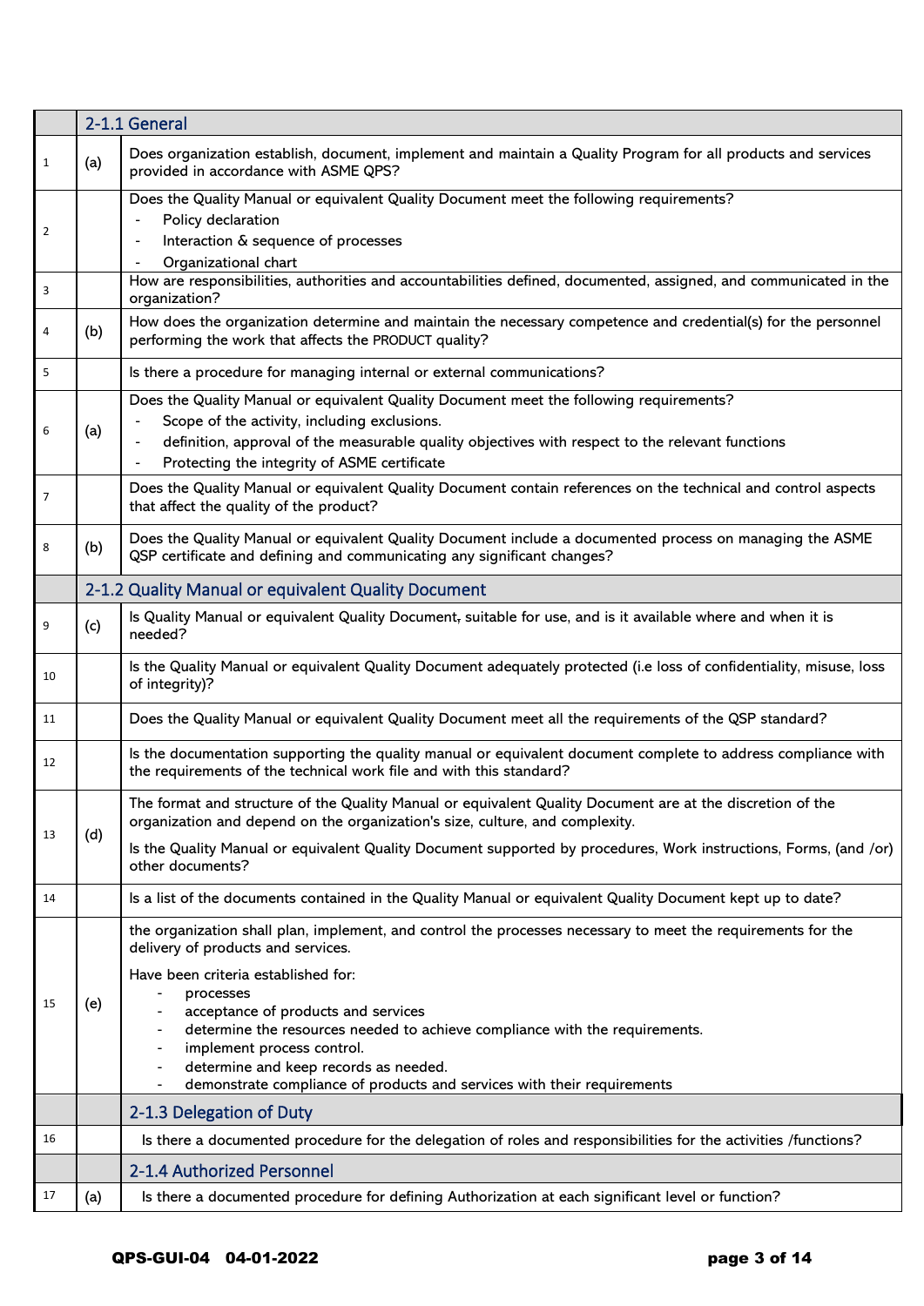| | | 2-1.1 General |
|---|---|---|
| 1 | (a) | Does organization establish, document, implement and maintain a Quality Program for all products and services provided in accordance with ASME QPS? |
| 2 | | Does the Quality Manual or equivalent Quality Document meet the following requirements?<br>- Policy declaration<br>- Interaction & sequence of processes<br>- Organizational chart |
| 3 | | How are responsibilities, authorities and accountabilities defined, documented, assigned, and communicated in the organization? |
| 4 | (b) | How does the organization determine and maintain the necessary competence and credential(s) for the personnel performing the work that affects the PRODUCT quality? |
| 5 | | Is there a procedure for managing internal or external communications? |
| 6 | (a) | Does the Quality Manual or equivalent Quality Document meet the following requirements?<br>- Scope of the activity, including exclusions.<br>- definition, approval of the measurable quality objectives with respect to the relevant functions<br>- Protecting the integrity of ASME certificate |
| 7 | | Does the Quality Manual or equivalent Quality Document contain references on the technical and control aspects that affect the quality of the product? |
| 8 | (b) | Does the Quality Manual or equivalent Quality Document include a documented process on managing the ASME QSP certificate and defining and communicating any significant changes? |
| | | **2-1.2 Quality Manual or equivalent Quality Document** |
| 9 | (c) | Is Quality Manual or equivalent Quality Document, suitable for use, and is it available where and when it is needed? |
| 10 | | Is the Quality Manual or equivalent Quality Document adequately protected (i.e loss of confidentiality, misuse, loss of integrity)? |
| 11 | | Does the Quality Manual or equivalent Quality Document meet all the requirements of the QSP standard? |
| 12 | | Is the documentation supporting the quality manual or equivalent document complete to address compliance with the requirements of the technical work file and with this standard? |
| 13 | (d) | The format and structure of the Quality Manual or equivalent Quality Document are at the discretion of the organization and depend on the organization's size, culture, and complexity.<br>Is the Quality Manual or equivalent Quality Document supported by procedures, Work instructions, Forms, (and /or) other documents? |
| 14 | | Is a list of the documents contained in the Quality Manual or equivalent Quality Document kept up to date? |
| 15 | (e) | the organization shall plan, implement, and control the processes necessary to meet the requirements for the delivery of products and services.<br>Have been criteria established for:<br>- processes<br>- acceptance of products and services<br>- determine the resources needed to achieve compliance with the requirements.<br>- implement process control.<br>- determine and keep records as needed.<br>- demonstrate compliance of products and services with their requirements |
| | | **2-1.3 Delegation of Duty** |
| 16 | | Is there a documented procedure for the delegation of roles and responsibilities for the activities /functions? |
| | | **2-1.4 Authorized Personnel** |
| 17 | (a) | Is there a documented procedure for defining Authorization at each significant level or function? |

QPS-GUI-04 04-01-2022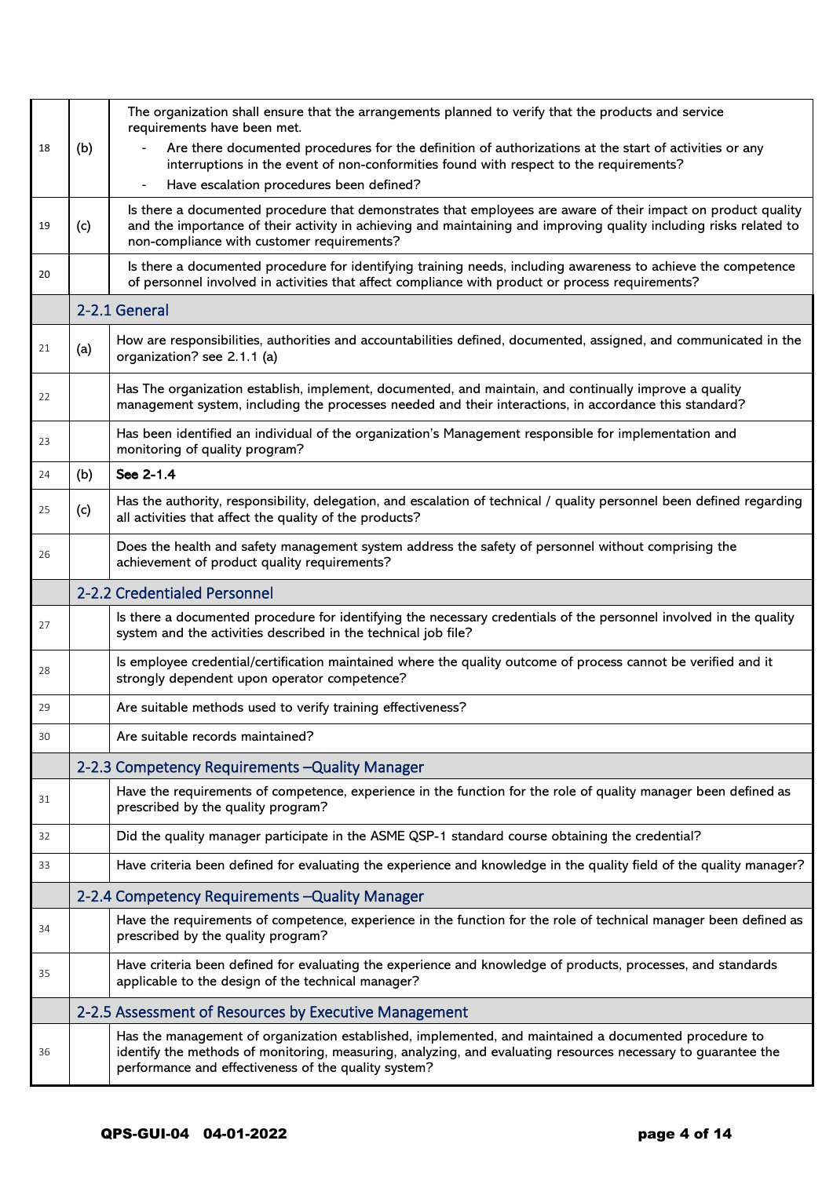| | | |
|---|---|---|
| 18 | (b) | The organization shall ensure that the arrangements planned to verify that the products and service requirements have been met.<br>- Are there documented procedures for the definition of authorizations at the start of activities or any interruptions in the event of non-conformities found with respect to the requirements?<br>- Have escalation procedures been defined? |
| 19 | (c) | Is there a documented procedure that demonstrates that employees are aware of their impact on product quality and the importance of their activity in achieving and maintaining and improving quality including risks related to non-compliance with customer requirements? |
| 20 | | Is there a documented procedure for identifying training needs, including awareness to achieve the competence of personnel involved in activities that affect compliance with product or process requirements? |
| | **2-2.1 General** | |
| 21 | (a) | How are responsibilities, authorities and accountabilities defined, documented, assigned, and communicated in the organization? see 2.1.1 (a) |
| 22 | | Has The organization establish, implement, documented, and maintain, and continually improve a quality management system, including the processes needed and their interactions, in accordance this standard? |
| 23 | | Has been identified an individual of the organization's Management responsible for implementation and monitoring of quality program? |
| 24 | (b) | **See 2-1.4** |
| 25 | (c) | Has the authority, responsibility, delegation, and escalation of technical / quality personnel been defined regarding all activities that affect the quality of the products? |
| 26 | | Does the health and safety management system address the safety of personnel without comprising the achievement of product quality requirements? |
| | **2-2.2 Credentialed Personnel** | |
| 27 | | Is there a documented procedure for identifying the necessary credentials of the personnel involved in the quality system and the activities described in the technical job file? |
| 28 | | Is employee credential/certification maintained where the quality outcome of process cannot be verified and it strongly dependent upon operator competence? |
| 29 | | Are suitable methods used to verify training effectiveness? |
| 30 | | Are suitable records maintained? |
| | **2-2.3 Competency Requirements –Quality Manager** | |
| 31 | | Have the requirements of competence, experience in the function for the role of quality manager been defined as prescribed by the quality program? |
| 32 | | Did the quality manager participate in the ASME QSP-1 standard course obtaining the credential? |
| 33 | | Have criteria been defined for evaluating the experience and knowledge in the quality field of the quality manager? |
| | **2-2.4 Competency Requirements –Quality Manager** | |
| 34 | | Have the requirements of competence, experience in the function for the role of technical manager been defined as prescribed by the quality program? |
| 35 | | Have criteria been defined for evaluating the experience and knowledge of products, processes, and standards applicable to the design of the technical manager? |
| | **2-2.5 Assessment of Resources by Executive Management** | |
| 36 | | Has the management of organization established, implemented, and maintained a documented procedure to identify the methods of monitoring, measuring, analyzing, and evaluating resources necessary to guarantee the performance and effectiveness of the quality system? |

**QPS-GUI-04 04-01-2022**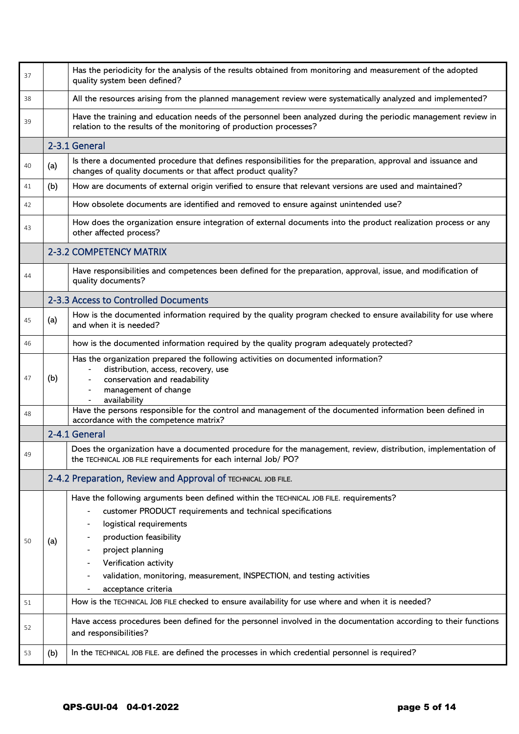| | | |
|---|---|---|
| 37 | | Has the periodicity for the analysis of the results obtained from monitoring and measurement of the adopted quality system been defined? |
| 38 | | All the resources arising from the planned management review were systematically analyzed and implemented? |
| 39 | | Have the training and education needs of the personnel been analyzed during the periodic management review in relation to the results of the monitoring of production processes? |
| | **2-3.1 General** | |
| 40 | (a) | Is there a documented procedure that defines responsibilities for the preparation, approval and issuance and changes of quality documents or that affect product quality? |
| 41 | (b) | How are documents of external origin verified to ensure that relevant versions are used and maintained? |
| 42 | | How obsolete documents are identified and removed to ensure against unintended use? |
| 43 | | How does the organization ensure integration of external documents into the product realization process or any other affected process? |
| | **2-3.2 COMPETENCY MATRIX** | |
| 44 | | Have responsibilities and competences been defined for the preparation, approval, issue, and modification of quality documents? |
| | **2-3.3 Access to Controlled Documents** | |
| 45 | (a) | How is the documented information required by the quality program checked to ensure availability for use where and when it is needed? |
| 46 | | how is the documented information required by the quality program adequately protected? |
| 47 | (b) | Has the organization prepared the following activities on documented information?<br>- distribution, access, recovery, use<br>- conservation and readability<br>- management of change<br>- availability |
| 48 | | Have the persons responsible for the control and management of the documented information been defined in accordance with the competence matrix? |
| | **2-4.1 General** | |
| 49 | | Does the organization have a documented procedure for the management, review, distribution, implementation of the TECHNICAL JOB FILE requirements for each internal Job/ PO? |
| | **2-4.2 Preparation, Review and Approval of TECHNICAL JOB FILE.** | |
| 50 | (a) | Have the following arguments been defined within the TECHNICAL JOB FILE. requirements?<br>- customer PRODUCT requirements and technical specifications<br>- logistical requirements<br>- production feasibility<br>- project planning<br>- Verification activity<br>- validation, monitoring, measurement, INSPECTION, and testing activities<br>- acceptance criteria |
| 51 | | How is the TECHNICAL JOB FILE checked to ensure availability for use where and when it is needed? |
| 52 | | Have access procedures been defined for the personnel involved in the documentation according to their functions and responsibilities? |
| 53 | (b) | In the TECHNICAL JOB FILE. are defined the processes in which credential personnel is required? |

QPS-GUI-04 04-01-2022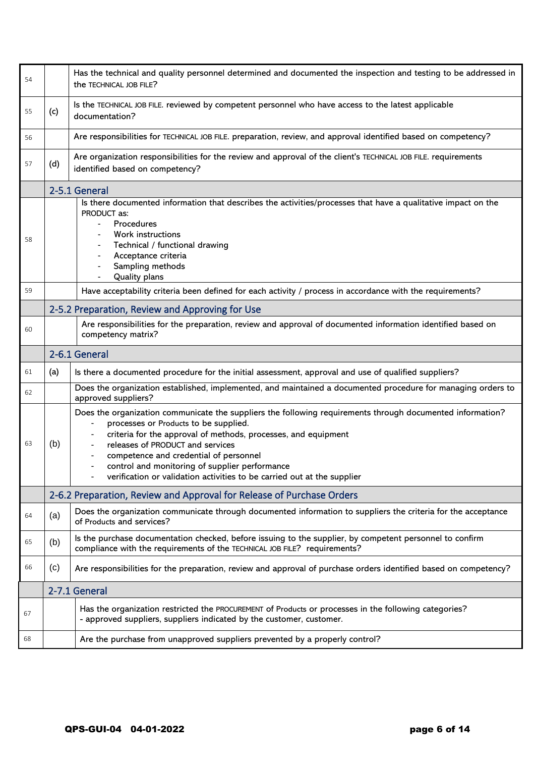| | | |
|---|---|---|
| 54 | | Has the technical and quality personnel determined and documented the inspection and testing to be addressed in the TECHNICAL JOB FILE? |
| 55 | (c) | Is the TECHNICAL JOB FILE. reviewed by competent personnel who have access to the latest applicable documentation? |
| 56 | | Are responsibilities for TECHNICAL JOB FILE. preparation, review, and approval identified based on competency? |
| 57 | (d) | Are organization responsibilities for the review and approval of the client's TECHNICAL JOB FILE. requirements identified based on competency? |
| | **2-5.1 General** | |
| 58 | | Is there documented information that describes the activities/processes that have a qualitative impact on the PRODUCT as:<br>- Procedures<br>- Work instructions<br>- Technical / functional drawing<br>- Acceptance criteria<br>- Sampling methods<br>- Quality plans |
| 59 | | Have acceptability criteria been defined for each activity / process in accordance with the requirements? |
| | **2-5.2 Preparation, Review and Approving for Use** | |
| 60 | | Are responsibilities for the preparation, review and approval of documented information identified based on competency matrix? |
| | **2-6.1 General** | |
| 61 | (a) | Is there a documented procedure for the initial assessment, approval and use of qualified suppliers? |
| 62 | | Does the organization established, implemented, and maintained a documented procedure for managing orders to approved suppliers? |
| 63 | (b) | Does the organization communicate the suppliers the following requirements through documented information?<br>- processes or Products to be supplied.<br>- criteria for the approval of methods, processes, and equipment<br>- releases of PRODUCT and services<br>- competence and credential of personnel<br>- control and monitoring of supplier performance<br>- verification or validation activities to be carried out at the supplier |
| | **2-6.2 Preparation, Review and Approval for Release of Purchase Orders** | |
| 64 | (a) | Does the organization communicate through documented information to suppliers the criteria for the acceptance of Products and services? |
| 65 | (b) | Is the purchase documentation checked, before issuing to the supplier, by competent personnel to confirm compliance with the requirements of the TECHNICAL JOB FILE? requirements? |
| 66 | (c) | Are responsibilities for the preparation, review and approval of purchase orders identified based on competency? |
| | **2-7.1 General** | |
| 67 | | Has the organization restricted the PROCUREMENT of Products or processes in the following categories?<br>- approved suppliers, suppliers indicated by the customer, customer. |
| 68 | | Are the purchase from unapproved suppliers prevented by a properly control? |

QPS-GUI-04 04-01-2022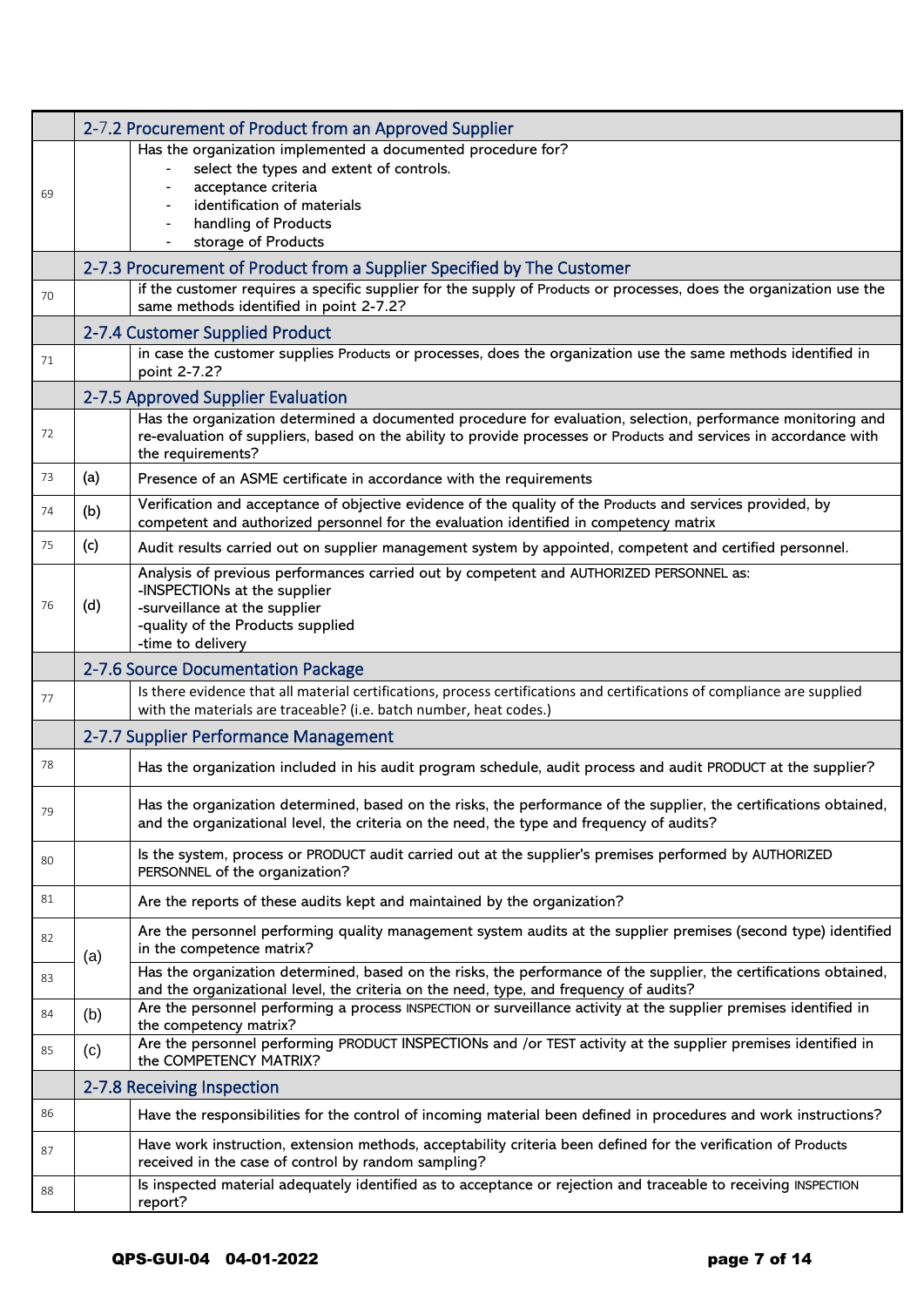| | | |
|---|---|---|
| | **2-7.2 Procurement of Product from an Approved Supplier** | |
| 69 | | Has the organization implemented a documented procedure for?<br>- select the types and extent of controls.<br>- acceptance criteria<br>- identification of materials<br>- handling of Products<br>- storage of Products |
| | **2-7.3 Procurement of Product from a Supplier Specified by The Customer** | |
| 70 | | if the customer requires a specific supplier for the supply of Products or processes, does the organization use the same methods identified in point 2-7.2? |
| | **2-7.4 Customer Supplied Product** | |
| 71 | | in case the customer supplies Products or processes, does the organization use the same methods identified in point 2-7.2? |
| | **2-7.5 Approved Supplier Evaluation** | |
| 72 | | Has the organization determined a documented procedure for evaluation, selection, performance monitoring and re-evaluation of suppliers, based on the ability to provide processes or Products and services in accordance with the requirements? |
| 73 | (a) | Presence of an ASME certificate in accordance with the requirements |
| 74 | (b) | Verification and acceptance of objective evidence of the quality of the Products and services provided, by competent and authorized personnel for the evaluation identified in competency matrix |
| 75 | (c) | Audit results carried out on supplier management system by appointed, competent and certified personnel. |
| 76 | (d) | Analysis of previous performances carried out by competent and AUTHORIZED PERSONNEL as:<br>-INSPECTIONs at the supplier<br>-surveillance at the supplier<br>-quality of the Products supplied<br>-time to delivery |
| | **2-7.6 Source Documentation Package** | |
| 77 | | Is there evidence that all material certifications, process certifications and certifications of compliance are supplied with the materials are traceable? (i.e. batch number, heat codes.) |
| | **2-7.7 Supplier Performance Management** | |
| 78 | | Has the organization included in his audit program schedule, audit process and audit PRODUCT at the supplier? |
| 79 | | Has the organization determined, based on the risks, the performance of the supplier, the certifications obtained, and the organizational level, the criteria on the need, the type and frequency of audits? |
| 80 | | Is the system, process or PRODUCT audit carried out at the supplier's premises performed by AUTHORIZED PERSONNEL of the organization? |
| 81 | | Are the reports of these audits kept and maintained by the organization? |
| 82 | (a) | Are the personnel performing quality management system audits at the supplier premises (second type) identified in the competence matrix? |
| 83 | | Has the organization determined, based on the risks, the performance of the supplier, the certifications obtained, and the organizational level, the criteria on the need, type, and frequency of audits? |
| 84 | (b) | Are the personnel performing a process INSPECTION or surveillance activity at the supplier premises identified in the competency matrix? |
| 85 | (c) | Are the personnel performing PRODUCT INSPECTIONs and /or TEST activity at the supplier premises identified in the COMPETENCY MATRIX? |
| | **2-7.8 Receiving Inspection** | |
| 86 | | Have the responsibilities for the control of incoming material been defined in procedures and work instructions? |
| 87 | | Have work instruction, extension methods, acceptability criteria been defined for the verification of Products received in the case of control by random sampling? |
| 88 | | Is inspected material adequately identified as to acceptance or rejection and traceable to receiving INSPECTION report? |

**QPS-GUI-04 04-01-2022**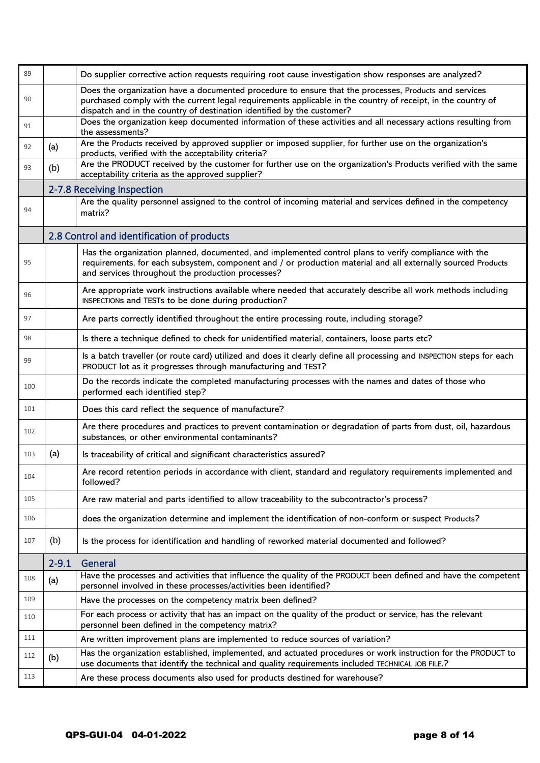| | | |
|---|---|---|
| 89 | | Do supplier corrective action requests requiring root cause investigation show responses are analyzed? |
| 90 | | Does the organization have a documented procedure to ensure that the processes, Products and services purchased comply with the current legal requirements applicable in the country of receipt, in the country of dispatch and in the country of destination identified by the customer? |
| 91 | | Does the organization keep documented information of these activities and all necessary actions resulting from the assessments? |
| 92 | (a) | Are the Products received by approved supplier or imposed supplier, for further use on the organization's products, verified with the acceptability criteria? |
| 93 | (b) | Are the PRODUCT received by the customer for further use on the organization's Products verified with the same acceptability criteria as the approved supplier? |
| | **2-7.8 Receiving Inspection** | |
| 94 | | Are the quality personnel assigned to the control of incoming material and services defined in the competency matrix? |
| | **2.8 Control and identification of products** | |
| 95 | | Has the organization planned, documented, and implemented control plans to verify compliance with the requirements, for each subsystem, component and / or production material and all externally sourced Products and services throughout the production processes? |
| 96 | | Are appropriate work instructions available where needed that accurately describe all work methods including INSPECTIONS and TESTs to be done during production? |
| 97 | | Are parts correctly identified throughout the entire processing route, including storage? |
| 98 | | Is there a technique defined to check for unidentified material, containers, loose parts etc? |
| 99 | | Is a batch traveller (or route card) utilized and does it clearly define all processing and INSPECTION steps for each PRODUCT lot as it progresses through manufacturing and TEST? |
| 100 | | Do the records indicate the completed manufacturing processes with the names and dates of those who performed each identified step? |
| 101 | | Does this card reflect the sequence of manufacture? |
| 102 | | Are there procedures and practices to prevent contamination or degradation of parts from dust, oil, hazardous substances, or other environmental contaminants? |
| 103 | (a) | Is traceability of critical and significant characteristics assured? |
| 104 | | Are record retention periods in accordance with client, standard and regulatory requirements implemented and followed? |
| 105 | | Are raw material and parts identified to allow traceability to the subcontractor's process? |
| 106 | | does the organization determine and implement the identification of non-conform or suspect Products? |
| 107 | (b) | Is the process for identification and handling of reworked material documented and followed? |
| | **2-9.1 General** | |
| 108 | (a) | Have the processes and activities that influence the quality of the PRODUCT been defined and have the competent personnel involved in these processes/activities been identified? |
| 109 | | Have the processes on the competency matrix been defined? |
| 110 | | For each process or activity that has an impact on the quality of the product or service, has the relevant personnel been defined in the competency matrix? |
| 111 | | Are written improvement plans are implemented to reduce sources of variation? |
| 112 | (b) | Has the organization established, implemented, and actuated procedures or work instruction for the PRODUCT to use documents that identify the technical and quality requirements included TECHNICAL JOB FILE.? |
| 113 | | Are these process documents also used for products destined for warehouse? |

QPS-GUI-04 04-01-2022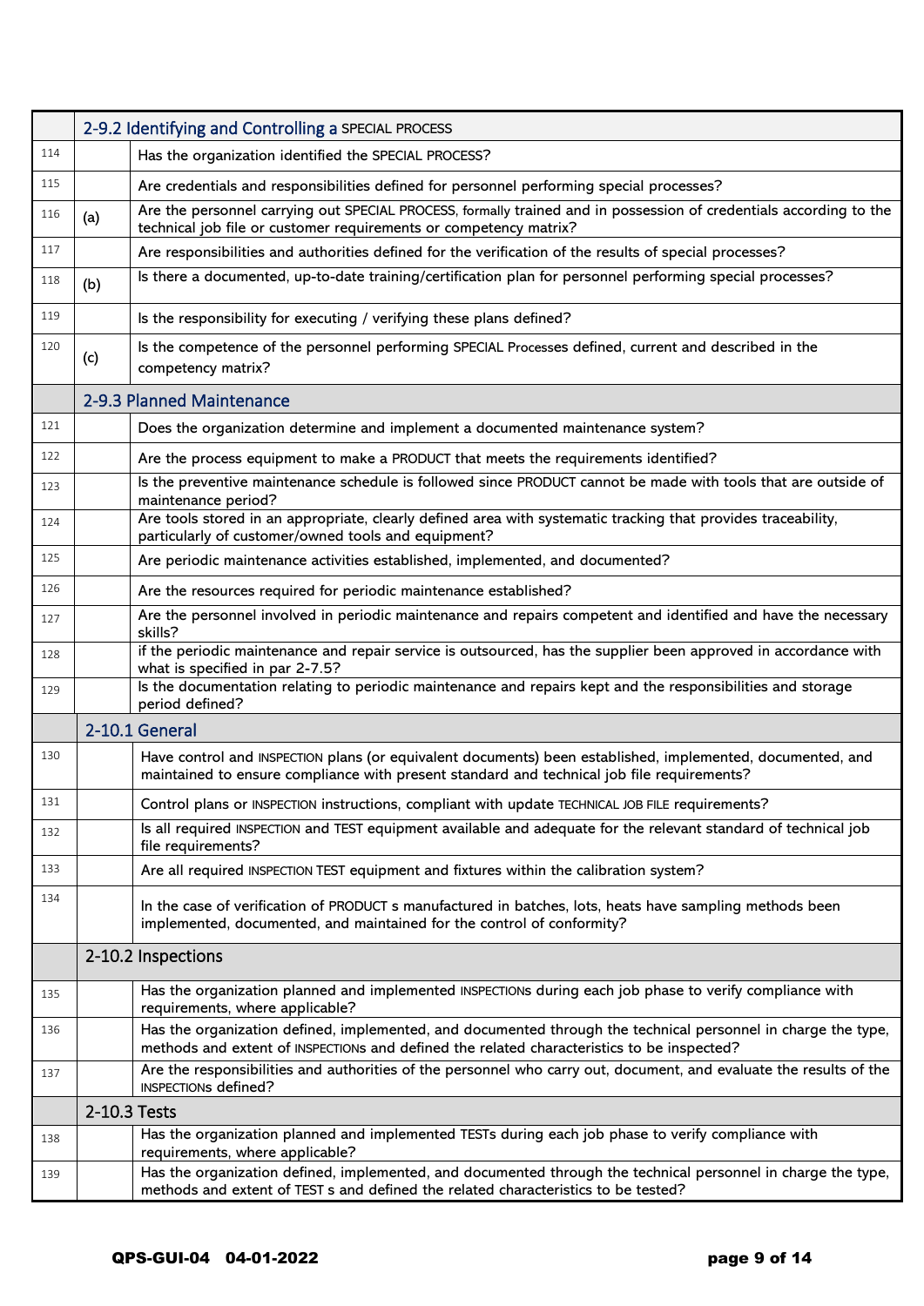| | | |
|---|---|---|
| | 2-9.2 Identifying and Controlling a SPECIAL PROCESS | |
| 114 | | Has the organization identified the SPECIAL PROCESS? |
| 115 | | Are credentials and responsibilities defined for personnel performing special processes? |
| 116 | (a) | Are the personnel carrying out SPECIAL PROCESS, formally trained and in possession of credentials according to the technical job file or customer requirements or competency matrix? |
| 117 | | Are responsibilities and authorities defined for the verification of the results of special processes? |
| 118 | (b) | Is there a documented, up-to-date training/certification plan for personnel performing special processes? |
| 119 | | Is the responsibility for executing / verifying these plans defined? |
| 120 | (c) | Is the competence of the personnel performing SPECIAL Processes defined, current and described in the competency matrix? |
| | 2-9.3 Planned Maintenance | |
| 121 | | Does the organization determine and implement a documented maintenance system? |
| 122 | | Are the process equipment to make a PRODUCT that meets the requirements identified? |
| 123 | | Is the preventive maintenance schedule is followed since PRODUCT cannot be made with tools that are outside of maintenance period? |
| 124 | | Are tools stored in an appropriate, clearly defined area with systematic tracking that provides traceability, particularly of customer/owned tools and equipment? |
| 125 | | Are periodic maintenance activities established, implemented, and documented? |
| 126 | | Are the resources required for periodic maintenance established? |
| 127 | | Are the personnel involved in periodic maintenance and repairs competent and identified and have the necessary skills? |
| 128 | | if the periodic maintenance and repair service is outsourced, has the supplier been approved in accordance with what is specified in par 2-7.5? |
| 129 | | Is the documentation relating to periodic maintenance and repairs kept and the responsibilities and storage period defined? |
| | 2-10.1 General | |
| 130 | | Have control and INSPECTION plans (or equivalent documents) been established, implemented, documented, and maintained to ensure compliance with present standard and technical job file requirements? |
| 131 | | Control plans or INSPECTION instructions, compliant with update TECHNICAL JOB FILE requirements? |
| 132 | | Is all required INSPECTION and TEST equipment available and adequate for the relevant standard of technical job file requirements? |
| 133 | | Are all required INSPECTION TEST equipment and fixtures within the calibration system? |
| 134 | | In the case of verification of PRODUCT s manufactured in batches, lots, heats have sampling methods been implemented, documented, and maintained for the control of conformity? |
| | 2-10.2 Inspections | |
| 135 | | Has the organization planned and implemented INSPECTIONs during each job phase to verify compliance with requirements, where applicable? |
| 136 | | Has the organization defined, implemented, and documented through the technical personnel in charge the type, methods and extent of INSPECTIONs and defined the related characteristics to be inspected? |
| 137 | | Are the responsibilities and authorities of the personnel who carry out, document, and evaluate the results of the INSPECTIONs defined? |
| | 2-10.3 Tests | |
| 138 | | Has the organization planned and implemented TESTs during each job phase to verify compliance with requirements, where applicable? |
| 139 | | Has the organization defined, implemented, and documented through the technical personnel in charge the type, methods and extent of TEST s and defined the related characteristics to be tested? |

QPS-GUI-04 04-01-2022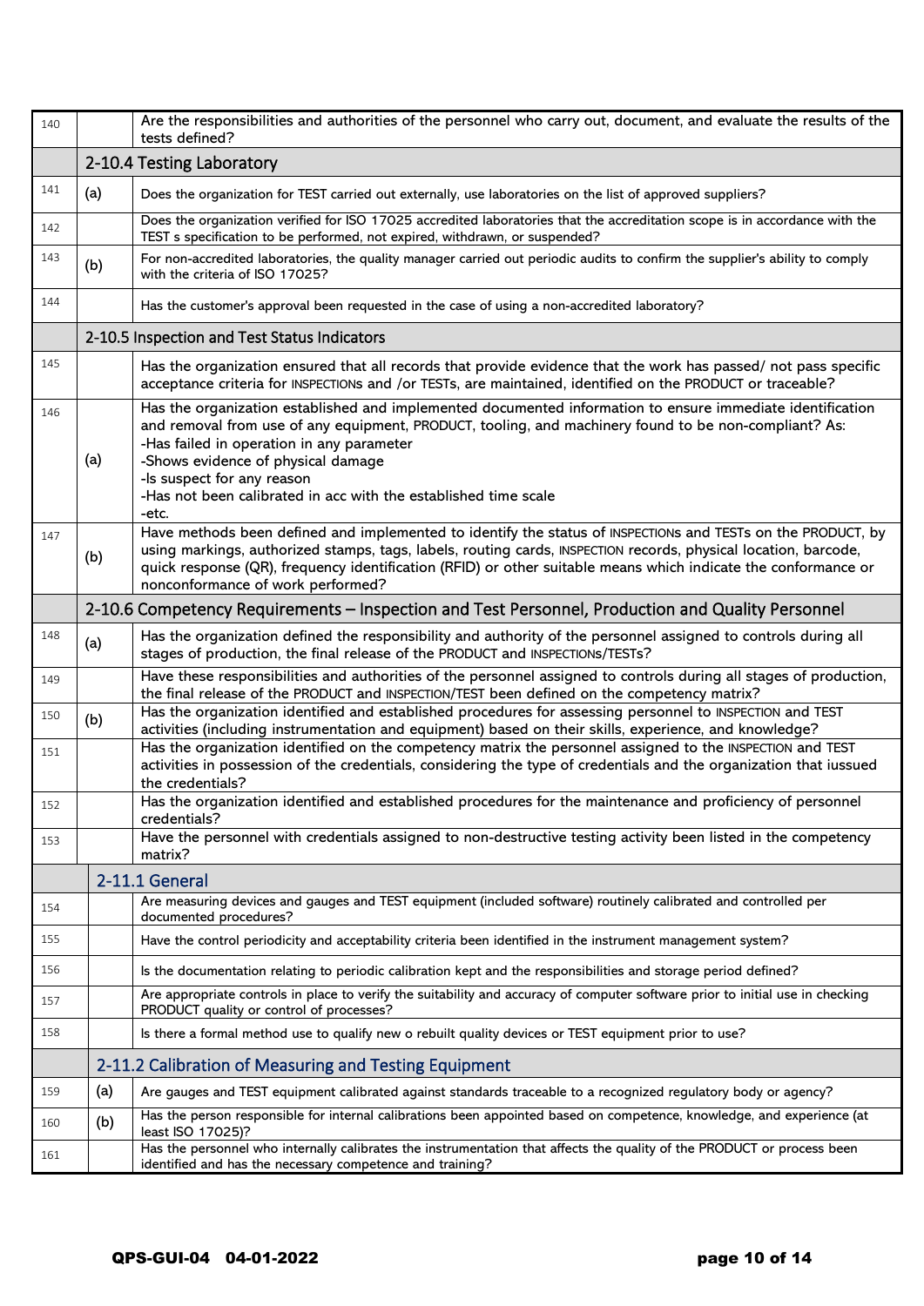| | | |
|---|---|---|
| 140 | | Are the responsibilities and authorities of the personnel who carry out, document, and evaluate the results of the tests defined? |
| | **2-10.4 Testing Laboratory** | |
| 141 | (a) | Does the organization for TEST carried out externally, use laboratories on the list of approved suppliers? |
| 142 | | Does the organization verified for ISO 17025 accredited laboratories that the accreditation scope is in accordance with the TEST s specification to be performed, not expired, withdrawn, or suspended? |
| 143 | (b) | For non-accredited laboratories, the quality manager carried out periodic audits to confirm the supplier's ability to comply with the criteria of ISO 17025? |
| 144 | | Has the customer's approval been requested in the case of using a non-accredited laboratory? |
| | **2-10.5 Inspection and Test Status Indicators** | |
| 145 | | Has the organization ensured that all records that provide evidence that the work has passed/ not pass specific acceptance criteria for INSPECTIONs and /or TESTs, are maintained, identified on the PRODUCT or traceable? |
| 146 | (a) | Has the organization established and implemented documented information to ensure immediate identification and removal from use of any equipment, PRODUCT, tooling, and machinery found to be non-compliant? As:<br>-Has failed in operation in any parameter<br>-Shows evidence of physical damage<br>-Is suspect for any reason<br>-Has not been calibrated in acc with the established time scale<br>-etc. |
| 147 | (b) | Have methods been defined and implemented to identify the status of INSPECTIONs and TESTs on the PRODUCT, by using markings, authorized stamps, tags, labels, routing cards, INSPECTION records, physical location, barcode, quick response (QR), frequency identification (RFID) or other suitable means which indicate the conformance or nonconformance of work performed? |
| | **2-10.6 Competency Requirements – Inspection and Test Personnel, Production and Quality Personnel** | |
| 148 | (a) | Has the organization defined the responsibility and authority of the personnel assigned to controls during all stages of production, the final release of the PRODUCT and INSPECTIONs/TESTs? |
| 149 | | Have these responsibilities and authorities of the personnel assigned to controls during all stages of production, the final release of the PRODUCT and INSPECTION/TEST been defined on the competency matrix? |
| 150 | (b) | Has the organization identified and established procedures for assessing personnel to INSPECTION and TEST activities (including instrumentation and equipment) based on their skills, experience, and knowledge? |
| 151 | | Has the organization identified on the competency matrix the personnel assigned to the INSPECTION and TEST activities in possession of the credentials, considering the type of credentials and the organization that iussued the credentials? |
| 152 | | Has the organization identified and established procedures for the maintenance and proficiency of personnel credentials? |
| 153 | | Have the personnel with credentials assigned to non-destructive testing activity been listed in the competency matrix? |
| | **2-11.1 General** | |
| 154 | | Are measuring devices and gauges and TEST equipment (included software) routinely calibrated and controlled per documented procedures? |
| 155 | | Have the control periodicity and acceptability criteria been identified in the instrument management system? |
| 156 | | Is the documentation relating to periodic calibration kept and the responsibilities and storage period defined? |
| 157 | | Are appropriate controls in place to verify the suitability and accuracy of computer software prior to initial use in checking PRODUCT quality or control of processes? |
| 158 | | Is there a formal method use to qualify new o rebuilt quality devices or TEST equipment prior to use? |
| | **2-11.2 Calibration of Measuring and Testing Equipment** | |
| 159 | (a) | Are gauges and TEST equipment calibrated against standards traceable to a recognized regulatory body or agency? |
| 160 | (b) | Has the person responsible for internal calibrations been appointed based on competence, knowledge, and experience (at least ISO 17025)? |
| 161 | | Has the personnel who internally calibrates the instrumentation that affects the quality of the PRODUCT or process been identified and has the necessary competence and training? |

QPS-GUI-04 04-01-2022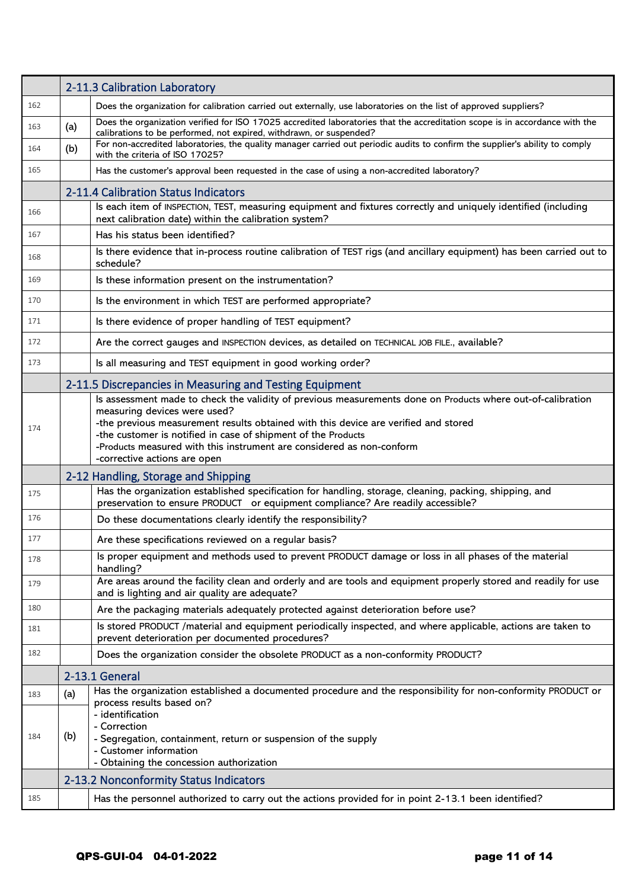| | | |
|---|---|---|
| | **2-11.3 Calibration Laboratory** | |
| 162 | | Does the organization for calibration carried out externally, use laboratories on the list of approved suppliers? |
| 163 | (a) | Does the organization verified for ISO 17025 accredited laboratories that the accreditation scope is in accordance with the calibrations to be performed, not expired, withdrawn, or suspended? |
| 164 | (b) | For non-accredited laboratories, the quality manager carried out periodic audits to confirm the supplier's ability to comply with the criteria of ISO 17025? |
| 165 | | Has the customer's approval been requested in the case of using a non-accredited laboratory? |
| | **2-11.4 Calibration Status Indicators** | |
| 166 | | Is each item of INSPECTION, TEST, measuring equipment and fixtures correctly and uniquely identified (including next calibration date) within the calibration system? |
| 167 | | Has his status been identified? |
| 168 | | Is there evidence that in-process routine calibration of TEST rigs (and ancillary equipment) has been carried out to schedule? |
| 169 | | Is these information present on the instrumentation? |
| 170 | | Is the environment in which TEST are performed appropriate? |
| 171 | | Is there evidence of proper handling of TEST equipment? |
| 172 | | Are the correct gauges and INSPECTION devices, as detailed on TECHNICAL JOB FILE., available? |
| 173 | | Is all measuring and TEST equipment in good working order? |
| | **2-11.5 Discrepancies in Measuring and Testing Equipment** | |
| 174 | | Is assessment made to check the validity of previous measurements done on Products where out-of-calibration measuring devices were used?<br>-the previous measurement results obtained with this device are verified and stored<br>-the customer is notified in case of shipment of the Products<br>-Products measured with this instrument are considered as non-conform<br>-corrective actions are open |
| | **2-12 Handling, Storage and Shipping** | |
| 175 | | Has the organization established specification for handling, storage, cleaning, packing, shipping, and preservation to ensure PRODUCT or equipment compliance? Are readily accessible? |
| 176 | | Do these documentations clearly identify the responsibility? |
| 177 | | Are these specifications reviewed on a regular basis? |
| 178 | | Is proper equipment and methods used to prevent PRODUCT damage or loss in all phases of the material handling? |
| 179 | | Are areas around the facility clean and orderly and are tools and equipment properly stored and readily for use and is lighting and air quality are adequate? |
| 180 | | Are the packaging materials adequately protected against deterioration before use? |
| 181 | | Is stored PRODUCT /material and equipment periodically inspected, and where applicable, actions are taken to prevent deterioration per documented procedures? |
| 182 | | Does the organization consider the obsolete PRODUCT as a non-conformity PRODUCT? |
| | **2-13.1 General** | |
| 183 | (a) | Has the organization established a documented procedure and the responsibility for non-conformity PRODUCT or process results based on? |
| 184 | (b) | - identification<br>- Correction<br>- Segregation, containment, return or suspension of the supply<br>- Customer information<br>- Obtaining the concession authorization |
| | **2-13.2 Nonconformity Status Indicators** | |
| 185 | | Has the personnel authorized to carry out the actions provided for in point 2-13.1 been identified? |

QPS-GUI-04 04-01-2022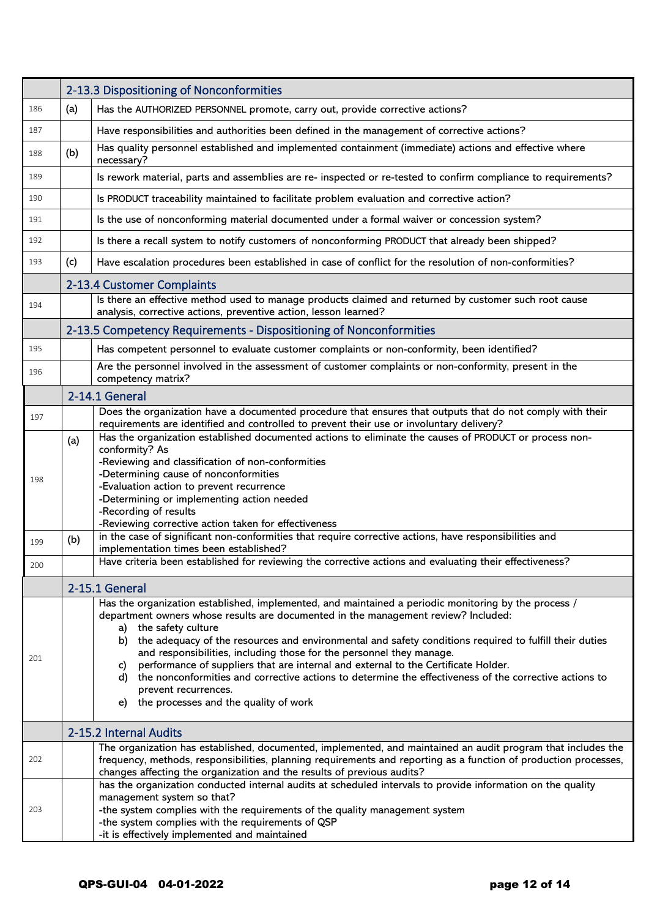| | | 2-13.3 Dispositioning of Nonconformities |
|---|---|---|
| 186 | (a) | Has the AUTHORIZED PERSONNEL promote, carry out, provide corrective actions? |
| 187 | | Have responsibilities and authorities been defined in the management of corrective actions? |
| 188 | (b) | Has quality personnel established and implemented containment (immediate) actions and effective where necessary? |
| 189 | | Is rework material, parts and assemblies are re- inspected or re-tested to confirm compliance to requirements? |
| 190 | | Is PRODUCT traceability maintained to facilitate problem evaluation and corrective action? |
| 191 | | Is the use of nonconforming material documented under a formal waiver or concession system? |
| 192 | | Is there a recall system to notify customers of nonconforming PRODUCT that already been shipped? |
| 193 | (c) | Have escalation procedures been established in case of conflict for the resolution of non-conformities? |
| | | **2-13.4 Customer Complaints** |
| 194 | | Is there an effective method used to manage products claimed and returned by customer such root cause analysis, corrective actions, preventive action, lesson learned? |
| | | **2-13.5 Competency Requirements - Dispositioning of Nonconformities** |
| 195 | | Has competent personnel to evaluate customer complaints or non-conformity, been identified? |
| 196 | | Are the personnel involved in the assessment of customer complaints or non-conformity, present in the competency matrix? |
| | | **2-14.1 General** |
| 197 | | Does the organization have a documented procedure that ensures that outputs that do not comply with their requirements are identified and controlled to prevent their use or involuntary delivery? |
| 198 | (a) | Has the organization established documented actions to eliminate the causes of PRODUCT or process non-conformity? As<br>-Reviewing and classification of non-conformities<br>-Determining cause of nonconformities<br>-Evaluation action to prevent recurrence<br>-Determining or implementing action needed<br>-Recording of results<br>-Reviewing corrective action taken for effectiveness |
| 199 | (b) | in the case of significant non-conformities that require corrective actions, have responsibilities and implementation times been established? |
| 200 | | Have criteria been established for reviewing the corrective actions and evaluating their effectiveness? |
| | | **2-15.1 General** |
| 201 | | Has the organization established, implemented, and maintained a periodic monitoring by the process / department owners whose results are documented in the management review? Included:<br>a) the safety culture<br>b) the adequacy of the resources and environmental and safety conditions required to fulfill their duties and responsibilities, including those for the personnel they manage.<br>c) performance of suppliers that are internal and external to the Certificate Holder.<br>d) the nonconformities and corrective actions to determine the effectiveness of the corrective actions to prevent recurrences.<br>e) the processes and the quality of work |
| | | **2-15.2 Internal Audits** |
| 202 | | The organization has established, documented, implemented, and maintained an audit program that includes the frequency, methods, responsibilities, planning requirements and reporting as a function of production processes, changes affecting the organization and the results of previous audits? |
| 203 | | has the organization conducted internal audits at scheduled intervals to provide information on the quality management system so that?<br>-the system complies with the requirements of the quality management system<br>-the system complies with the requirements of QSP<br>-it is effectively implemented and maintained |

QPS-GUI-04 04-01-2022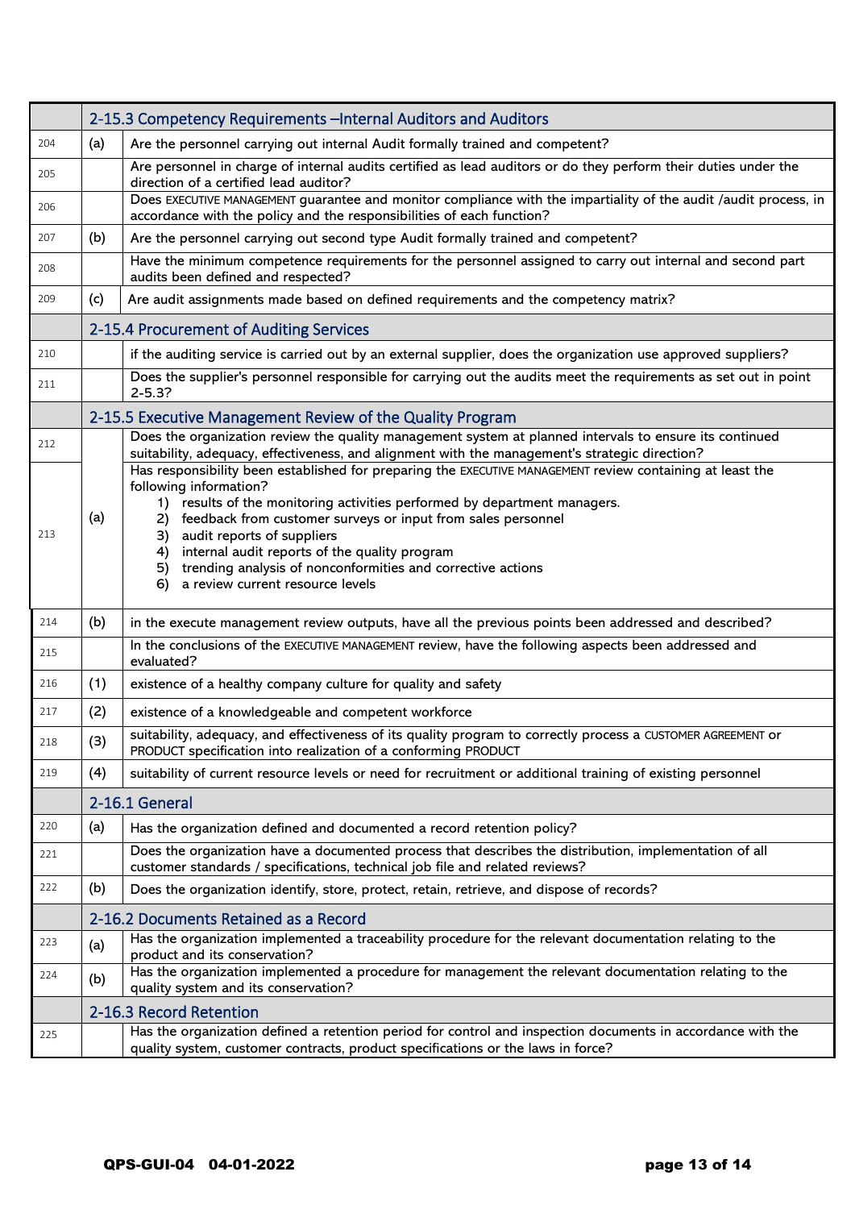| | | 2-15.3 Competency Requirements –Internal Auditors and Auditors |
|---|---|---|
| 204 | (a) | Are the personnel carrying out internal Audit formally trained and competent? |
| 205 | | Are personnel in charge of internal audits certified as lead auditors or do they perform their duties under the direction of a certified lead auditor? |
| 206 | | Does EXECUTIVE MANAGEMENT guarantee and monitor compliance with the impartiality of the audit /audit process, in accordance with the policy and the responsibilities of each function? |
| 207 | (b) | Are the personnel carrying out second type Audit formally trained and competent? |
| 208 | | Have the minimum competence requirements for the personnel assigned to carry out internal and second part audits been defined and respected? |
| 209 | (c) | Are audit assignments made based on defined requirements and the competency matrix? |
| | | **2-15.4 Procurement of Auditing Services** |
| 210 | | if the auditing service is carried out by an external supplier, does the organization use approved suppliers? |
| 211 | | Does the supplier's personnel responsible for carrying out the audits meet the requirements as set out in point 2-5.3? |
| | | **2-15.5 Executive Management Review of the Quality Program** |
| 212 | (a) | Does the organization review the quality management system at planned intervals to ensure its continued suitability, adequacy, effectiveness, and alignment with the management's strategic direction? |
| 213 | | Has responsibility been established for preparing the EXECUTIVE MANAGEMENT review containing at least the following information?<br>1) results of the monitoring activities performed by department managers.<br>2) feedback from customer surveys or input from sales personnel<br>3) audit reports of suppliers<br>4) internal audit reports of the quality program<br>5) trending analysis of nonconformities and corrective actions<br>6) a review current resource levels |
| 214 | (b) | in the execute management review outputs, have all the previous points been addressed and described? |
| 215 | | In the conclusions of the EXECUTIVE MANAGEMENT review, have the following aspects been addressed and evaluated? |
| 216 | (1) | existence of a healthy company culture for quality and safety |
| 217 | (2) | existence of a knowledgeable and competent workforce |
| 218 | (3) | suitability, adequacy, and effectiveness of its quality program to correctly process a CUSTOMER AGREEMENT or PRODUCT specification into realization of a conforming PRODUCT |
| 219 | (4) | suitability of current resource levels or need for recruitment or additional training of existing personnel |
| | | **2-16.1 General** |
| 220 | (a) | Has the organization defined and documented a record retention policy? |
| 221 | | Does the organization have a documented process that describes the distribution, implementation of all customer standards / specifications, technical job file and related reviews? |
| 222 | (b) | Does the organization identify, store, protect, retain, retrieve, and dispose of records? |
| | | **2-16.2 Documents Retained as a Record** |
| 223 | (a) | Has the organization implemented a traceability procedure for the relevant documentation relating to the product and its conservation? |
| 224 | (b) | Has the organization implemented a procedure for management the relevant documentation relating to the quality system and its conservation? |
| | | **2-16.3 Record Retention** |
| 225 | | Has the organization defined a retention period for control and inspection documents in accordance with the quality system, customer contracts, product specifications or the laws in force? |

**QPS-GUI-04 04-01-2022**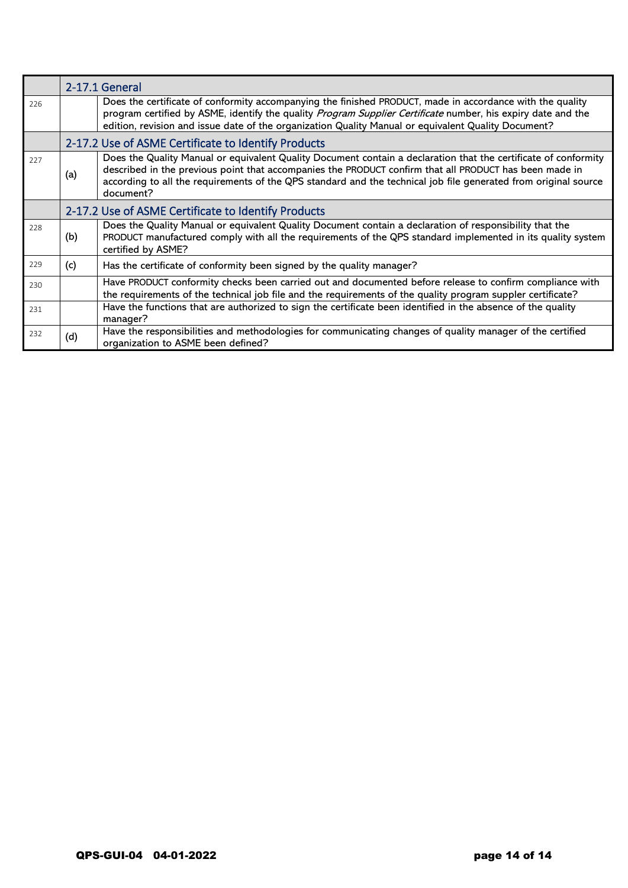| | | |
|---|---|---|
| | **2-17.1 General** | |
| 226 | | Does the certificate of conformity accompanying the finished PRODUCT, made in accordance with the quality program certified by ASME, identify the quality *Program Supplier Certificate* number, his expiry date and the edition, revision and issue date of the organization Quality Manual or equivalent Quality Document? |
| | **2-17.2 Use of ASME Certificate to Identify Products** | |
| 227 | (a) | Does the Quality Manual or equivalent Quality Document contain a declaration that the certificate of conformity described in the previous point that accompanies the PRODUCT confirm that all PRODUCT has been made in according to all the requirements of the QPS standard and the technical job file generated from original source document? |
| | **2-17.2 Use of ASME Certificate to Identify Products** | |
| 228 | (b) | Does the Quality Manual or equivalent Quality Document contain a declaration of responsibility that the PRODUCT manufactured comply with all the requirements of the QPS standard implemented in its quality system certified by ASME? |
| 229 | (c) | Has the certificate of conformity been signed by the quality manager? |
| 230 | | Have PRODUCT conformity checks been carried out and documented before release to confirm compliance with the requirements of the technical job file and the requirements of the quality program suppler certificate? |
| 231 | | Have the functions that are authorized to sign the certificate been identified in the absence of the quality manager? |
| 232 | (d) | Have the responsibilities and methodologies for communicating changes of quality manager of the certified organization to ASME been defined? |